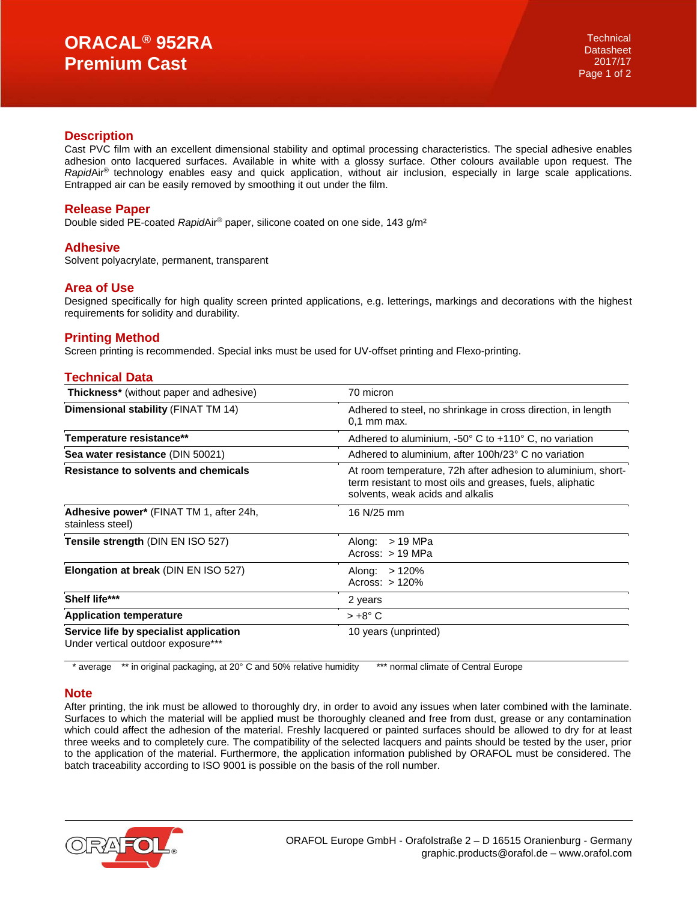# ORACAL® 952RA Premium Cast

Technical Datasheet 2017/17

## Description

Cast PVC film with an excellent dimensional stability and optimal processing characteristics. The special adhesive enables adhesion onto lacquered surfaces. Available in white with a glossy surface. Other colours available upon request. The *Rapid*Air® technology enables easy and quick application, without air inclusion, especially in large scale applications. Entrapped air can be easily removed by smoothing it out under the film.

## Release Paper

Double sided PE-coated *Rapid*Air® paper, silicone coated on one side, 143 g/m²

## Adhesive

Solvent polyacrylate, permanent, transparent

## Area of Use

Designed specifically for high quality screen printed applications, e.g. letterings, markings and decorations with the highest requirements for solidity and durability.

## Printing Method

Screen printing is recommended. Special inks must be used for UV-offset printing and Flexo-printing.

## Technical Data

| | |
|---|---|
| **Thickness*** (without paper and adhesive) | 70 micron |
| **Dimensional stability** (FINAT TM 14) | Adhered to steel, no shrinkage in cross direction, in length 0,1 mm max. |
| **Temperature resistance**** | Adhered to aluminium, -50° C to +110° C, no variation |
| **Sea water resistance** (DIN 50021) | Adhered to aluminium, after 100h/23° C no variation |
| **Resistance to solvents and chemicals** | At room temperature, 72h after adhesion to aluminium, short-term resistant to most oils and greases, fuels, aliphatic solvents, weak acids and alkalis |
| **Adhesive power*** (FINAT TM 1, after 24h, stainless steel) | 16 N/25 mm |
| **Tensile strength** (DIN EN ISO 527) | Along: > 19 MPa<br>Across: > 19 MPa |
| **Elongation at break** (DIN EN ISO 527) | Along: > 120%<br>Across: > 120% |
| **Shelf life***** | 2 years |
| **Application temperature** | > +8° C |
| **Service life by specialist application**<br>Under vertical outdoor exposure*** | 10 years (unprinted) |

\* average ** in original packaging, at 20° C and 50% relative humidity *** normal climate of Central Europe

## Note

After printing, the ink must be allowed to thoroughly dry, in order to avoid any issues when later combined with the laminate. Surfaces to which the material will be applied must be thoroughly cleaned and free from dust, grease or any contamination which could affect the adhesion of the material. Freshly lacquered or painted surfaces should be allowed to dry for at least three weeks and to completely cure. The compatibility of the selected lacquers and paints should be tested by the user, prior to the application of the material. Furthermore, the application information published by ORAFOL must be considered. The batch traceability according to ISO 9001 is possible on the basis of the roll number.

ORAFOL Europe GmbH - Orafolstraße 2 – D 16515 Oranienburg - Germany
graphic.products@orafol.de – www.orafol.com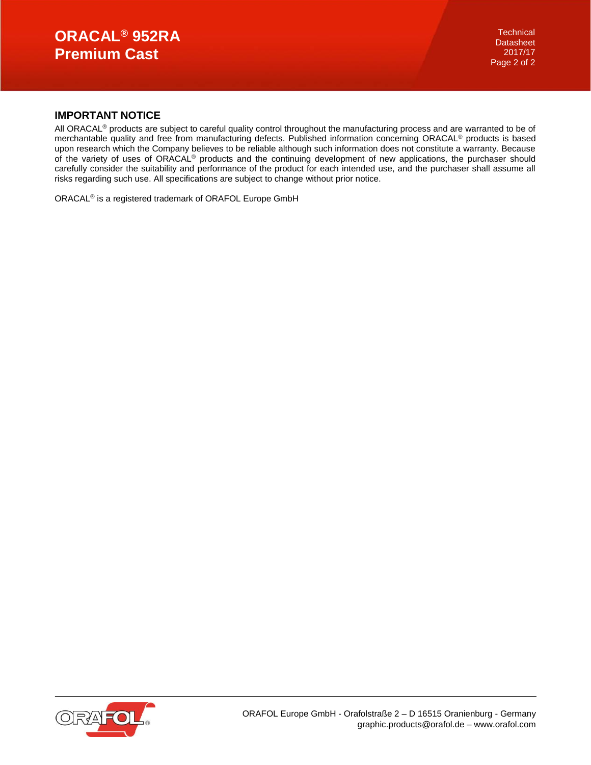## IMPORTANT NOTICE

All ORACAL® products are subject to careful quality control throughout the manufacturing process and are warranted to be of merchantable quality and free from manufacturing defects. Published information concerning ORACAL® products is based upon research which the Company believes to be reliable although such information does not constitute a warranty. Because of the variety of uses of ORACAL® products and the continuing development of new applications, the purchaser should carefully consider the suitability and performance of the product for each intended use, and the purchaser shall assume all risks regarding such use. All specifications are subject to change without prior notice.

ORACAL® is a registered trademark of ORAFOL Europe GmbH